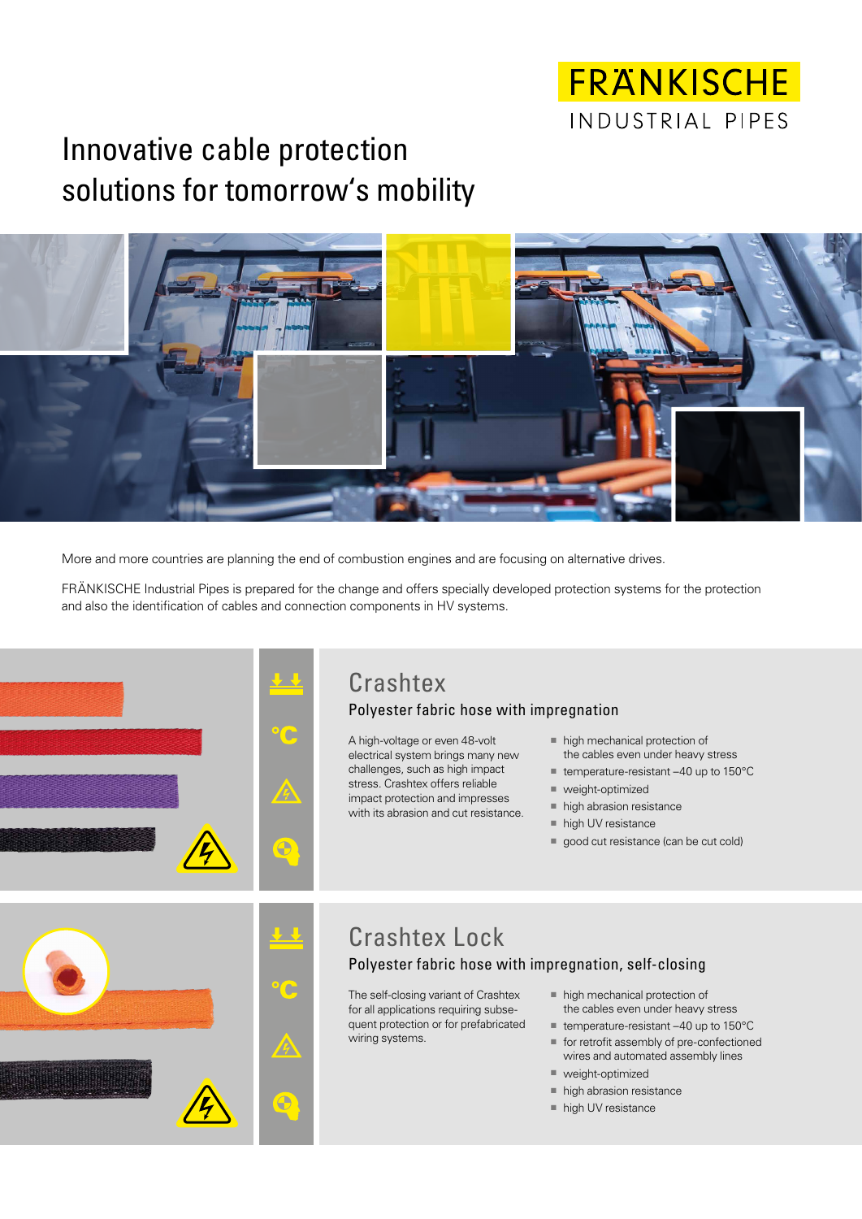FRÄNKISCHE
INDUSTRIAL PIPES

# Innovative cable protection solutions for tomorrow's mobility

More and more countries are planning the end of combustion engines and are focusing on alternative drives.

FRÄNKISCHE Industrial Pipes is prepared for the change and offers specially developed protection systems for the protection and also the identification of cables and connection components in HV systems.

## Crashtex

### Polyester fabric hose with impregnation

A high-voltage or even 48-volt electrical system brings many new challenges, such as high impact stress. Crashtex offers reliable impact protection and impresses with its abrasion and cut resistance.

- high mechanical protection of the cables even under heavy stress
- temperature-resistant –40 up to 150°C
- weight-optimized
- high abrasion resistance
- high UV resistance
- good cut resistance (can be cut cold)

## Crashtex Lock

### Polyester fabric hose with impregnation, self-closing

The self-closing variant of Crashtex for all applications requiring subsequent protection or for prefabricated wiring systems.

- high mechanical protection of the cables even under heavy stress
- temperature-resistant –40 up to 150°C
- for retrofit assembly of pre-confectioned wires and automated assembly lines
- weight-optimized
- high abrasion resistance
- high UV resistance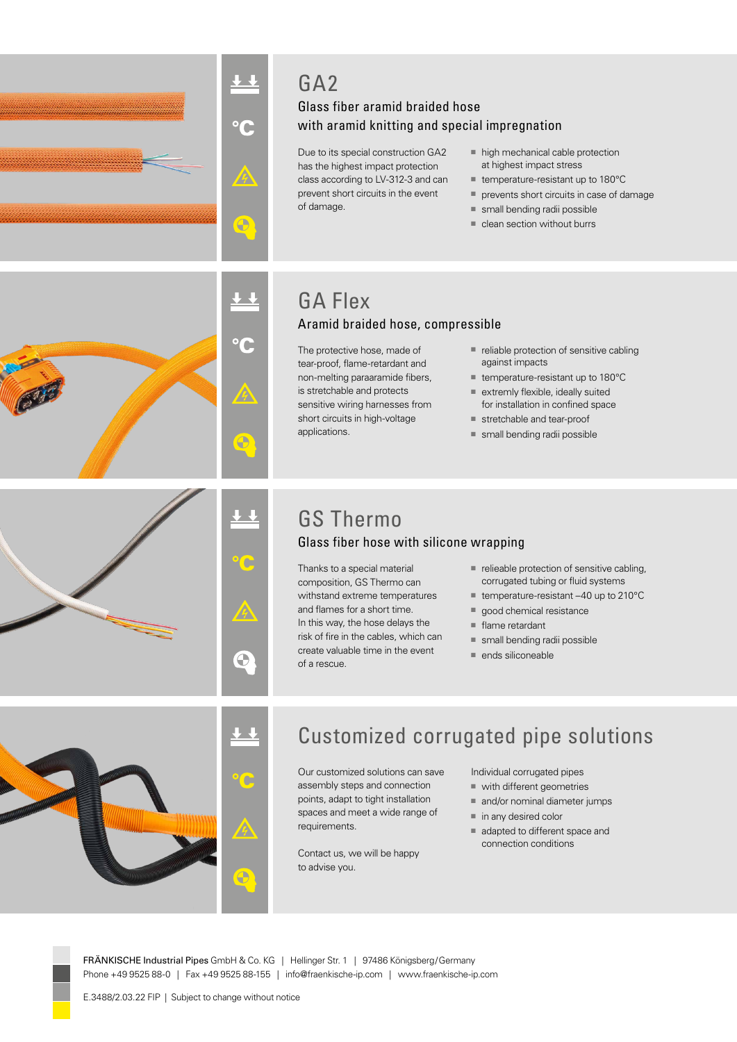## GA2

### Glass fiber aramid braided hose with aramid knitting and special impregnation

Due to its special construction GA2 has the highest impact protection class according to LV-312-3 and can prevent short circuits in the event of damage.

- high mechanical cable protection at highest impact stress
- temperature-resistant up to 180°C
- prevents short circuits in case of damage
- small bending radii possible
- clean section without burrs

## GA Flex

### Aramid braided hose, compressible

The protective hose, made of tear-proof, flame-retardant and non-melting paraaramide fibers, is stretchable and protects sensitive wiring harnesses from short circuits in high-voltage applications.

- reliable protection of sensitive cabling against impacts
- temperature-resistant up to 180°C
- extremly flexible, ideally suited for installation in confined space
- stretchable and tear-proof
- small bending radii possible

## GS Thermo

### Glass fiber hose with silicone wrapping

Thanks to a special material composition, GS Thermo can withstand extreme temperatures and flames for a short time. In this way, the hose delays the risk of fire in the cables, which can create valuable time in the event of a rescue.

- relieable protection of sensitive cabling, corrugated tubing or fluid systems
- temperature-resistant –40 up to 210°C
- good chemical resistance
- flame retardant
- small bending radii possible
- ends siliconeable

## Customized corrugated pipe solutions

Our customized solutions can save assembly steps and connection points, adapt to tight installation spaces and meet a wide range of requirements.

Contact us, we will be happy to advise you.

Individual corrugated pipes

- with different geometries
- and/or nominal diameter jumps
- in any desired color
- adapted to different space and connection conditions

**FRÄNKISCHE Industrial Pipes** GmbH & Co. KG | Hellinger Str. 1 | 97486 Königsberg/Germany
Phone +49 9525 88-0 | Fax +49 9525 88-155 | info@fraenkische-ip.com | www.fraenkische-ip.com

E.3488/2.03.22 FIP | Subject to change without notice